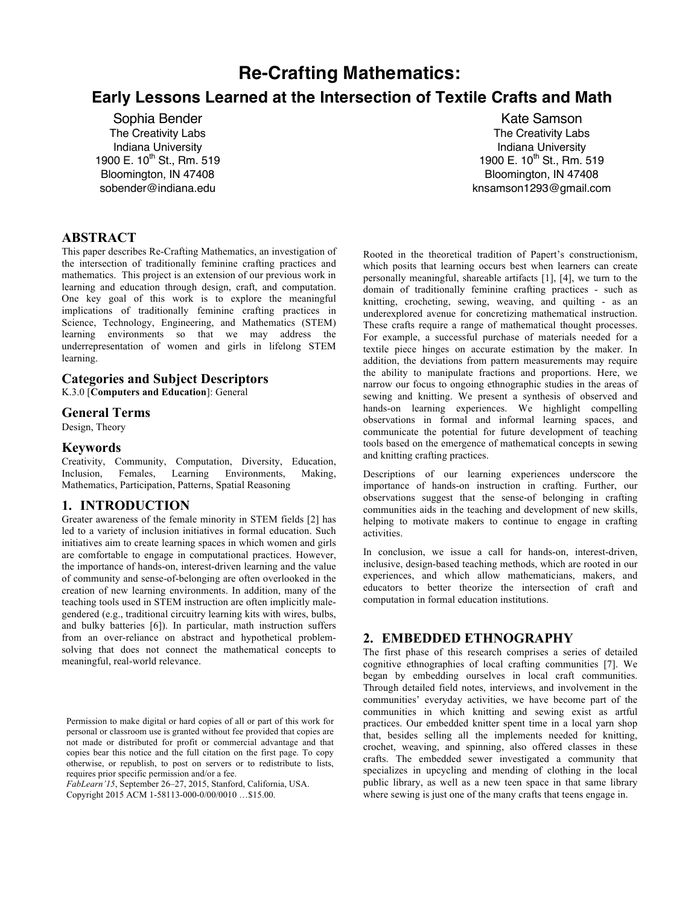# Re-Crafting Mathematics:

## Early Lessons Learned at the Intersection of Textile Crafts and Math

Sophia Bender
The Creativity Labs
Indiana University
1900 E. 10th St., Rm. 519
Bloomington, IN 47408
sobender@indiana.edu

Kate Samson
The Creativity Labs
Indiana University
1900 E. 10th St., Rm. 519
Bloomington, IN 47408
knsamson1293@gmail.com

## ABSTRACT

This paper describes Re-Crafting Mathematics, an investigation of the intersection of traditionally feminine crafting practices and mathematics. This project is an extension of our previous work in learning and education through design, craft, and computation. One key goal of this work is to explore the meaningful implications of traditionally feminine crafting practices in Science, Technology, Engineering, and Mathematics (STEM) learning environments so that we may address the underrepresentation of women and girls in lifelong STEM learning.

### Categories and Subject Descriptors

K.3.0 [**Computers and Education**]: General

### General Terms

Design, Theory

### Keywords

Creativity, Community, Computation, Diversity, Education, Inclusion, Females, Learning Environments, Making, Mathematics, Participation, Patterns, Spatial Reasoning

## 1. INTRODUCTION

Greater awareness of the female minority in STEM fields [2] has led to a variety of inclusion initiatives in formal education. Such initiatives aim to create learning spaces in which women and girls are comfortable to engage in computational practices. However, the importance of hands-on, interest-driven learning and the value of community and sense-of-belonging are often overlooked in the creation of new learning environments. In addition, many of the teaching tools used in STEM instruction are often implicitly male-gendered (e.g., traditional circuitry learning kits with wires, bulbs, and bulky batteries [6]). In particular, math instruction suffers from an over-reliance on abstract and hypothetical problem-solving that does not connect the mathematical concepts to meaningful, real-world relevance.

Permission to make digital or hard copies of all or part of this work for personal or classroom use is granted without fee provided that copies are not made or distributed for profit or commercial advantage and that copies bear this notice and the full citation on the first page. To copy otherwise, or republish, to post on servers or to redistribute to lists, requires prior specific permission and/or a fee.
*FabLearn'15*, September 26–27, 2015, Stanford, California, USA.
Copyright 2015 ACM 1-58113-000-0/00/0010 …$15.00.

Rooted in the theoretical tradition of Papert's constructionism, which posits that learning occurs best when learners can create personally meaningful, shareable artifacts [1], [4], we turn to the domain of traditionally feminine crafting practices - such as knitting, crocheting, sewing, weaving, and quilting - as an underexplored avenue for concretizing mathematical instruction. These crafts require a range of mathematical thought processes. For example, a successful purchase of materials needed for a textile piece hinges on accurate estimation by the maker. In addition, the deviations from pattern measurements may require the ability to manipulate fractions and proportions. Here, we narrow our focus to ongoing ethnographic studies in the areas of sewing and knitting. We present a synthesis of observed and hands-on learning experiences. We highlight compelling observations in formal and informal learning spaces, and communicate the potential for future development of teaching tools based on the emergence of mathematical concepts in sewing and knitting crafting practices.

Descriptions of our learning experiences underscore the importance of hands-on instruction in crafting. Further, our observations suggest that the sense-of belonging in crafting communities aids in the teaching and development of new skills, helping to motivate makers to continue to engage in crafting activities.

In conclusion, we issue a call for hands-on, interest-driven, inclusive, design-based teaching methods, which are rooted in our experiences, and which allow mathematicians, makers, and educators to better theorize the intersection of craft and computation in formal education institutions.

## 2. EMBEDDED ETHNOGRAPHY

The first phase of this research comprises a series of detailed cognitive ethnographies of local crafting communities [7]. We began by embedding ourselves in local craft communities. Through detailed field notes, interviews, and involvement in the communities' everyday activities, we have become part of the communities in which knitting and sewing exist as artful practices. Our embedded knitter spent time in a local yarn shop that, besides selling all the implements needed for knitting, crochet, weaving, and spinning, also offered classes in these crafts. The embedded sewer investigated a community that specializes in upcycling and mending of clothing in the local public library, as well as a new teen space in that same library where sewing is just one of the many crafts that teens engage in.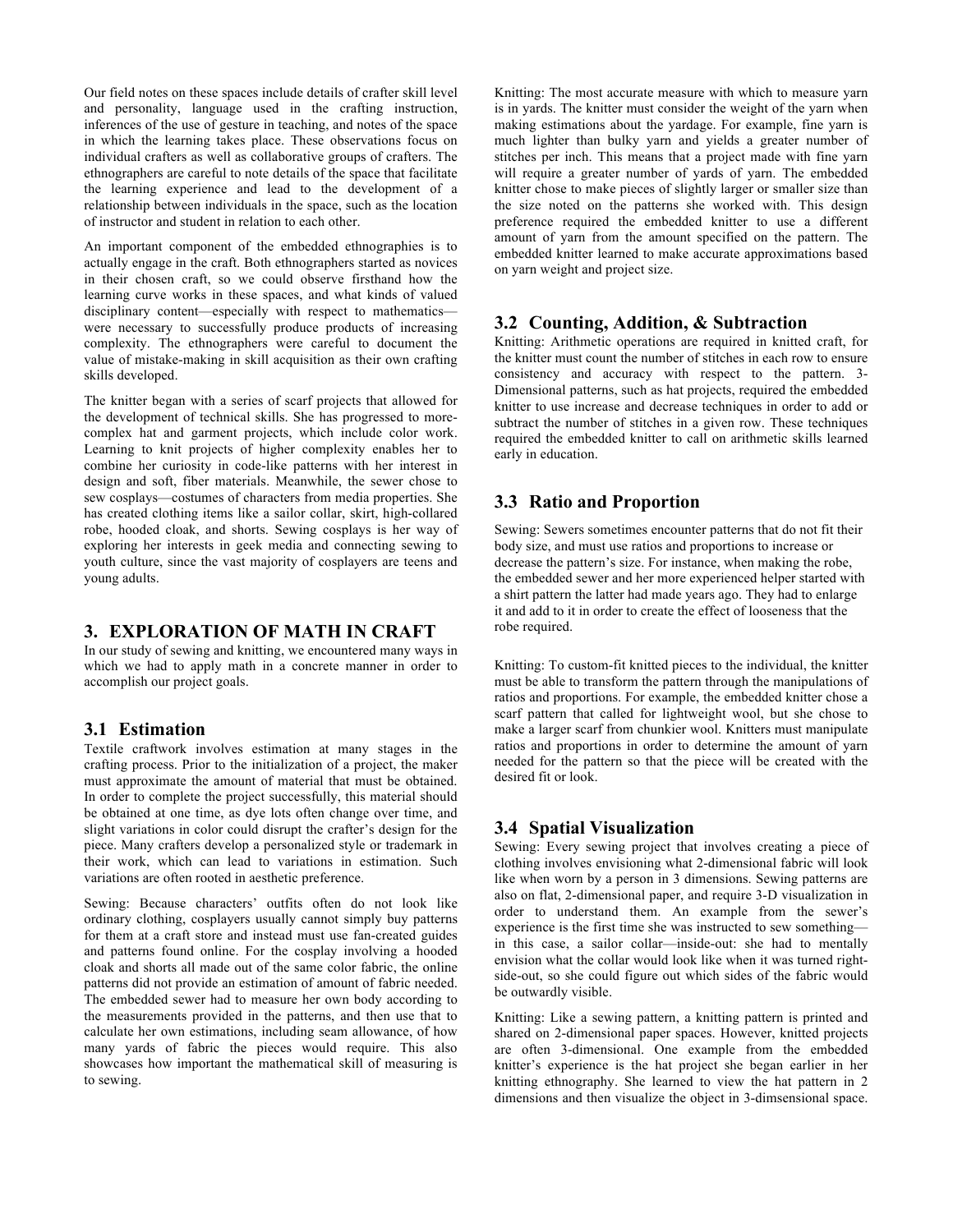Our field notes on these spaces include details of crafter skill level and personality, language used in the crafting instruction, inferences of the use of gesture in teaching, and notes of the space in which the learning takes place. These observations focus on individual crafters as well as collaborative groups of crafters. The ethnographers are careful to note details of the space that facilitate the learning experience and lead to the development of a relationship between individuals in the space, such as the location of instructor and student in relation to each other.

An important component of the embedded ethnographies is to actually engage in the craft. Both ethnographers started as novices in their chosen craft, so we could observe firsthand how the learning curve works in these spaces, and what kinds of valued disciplinary content—especially with respect to mathematics—were necessary to successfully produce products of increasing complexity. The ethnographers were careful to document the value of mistake-making in skill acquisition as their own crafting skills developed.

The knitter began with a series of scarf projects that allowed for the development of technical skills. She has progressed to more-complex hat and garment projects, which include color work. Learning to knit projects of higher complexity enables her to combine her curiosity in code-like patterns with her interest in design and soft, fiber materials. Meanwhile, the sewer chose to sew cosplays—costumes of characters from media properties. She has created clothing items like a sailor collar, skirt, high-collared robe, hooded cloak, and shorts. Sewing cosplays is her way of exploring her interests in geek media and connecting sewing to youth culture, since the vast majority of cosplayers are teens and young adults.

## 3. EXPLORATION OF MATH IN CRAFT

In our study of sewing and knitting, we encountered many ways in which we had to apply math in a concrete manner in order to accomplish our project goals.

### 3.1 Estimation

Textile craftwork involves estimation at many stages in the crafting process. Prior to the initialization of a project, the maker must approximate the amount of material that must be obtained. In order to complete the project successfully, this material should be obtained at one time, as dye lots often change over time, and slight variations in color could disrupt the crafter's design for the piece. Many crafters develop a personalized style or trademark in their work, which can lead to variations in estimation. Such variations are often rooted in aesthetic preference.

Sewing: Because characters' outfits often do not look like ordinary clothing, cosplayers usually cannot simply buy patterns for them at a craft store and instead must use fan-created guides and patterns found online. For the cosplay involving a hooded cloak and shorts all made out of the same color fabric, the online patterns did not provide an estimation of amount of fabric needed. The embedded sewer had to measure her own body according to the measurements provided in the patterns, and then use that to calculate her own estimations, including seam allowance, of how many yards of fabric the pieces would require. This also showcases how important the mathematical skill of measuring is to sewing.

Knitting: The most accurate measure with which to measure yarn is in yards. The knitter must consider the weight of the yarn when making estimations about the yardage. For example, fine yarn is much lighter than bulky yarn and yields a greater number of stitches per inch. This means that a project made with fine yarn will require a greater number of yards of yarn. The embedded knitter chose to make pieces of slightly larger or smaller size than the size noted on the patterns she worked with. This design preference required the embedded knitter to use a different amount of yarn from the amount specified on the pattern. The embedded knitter learned to make accurate approximations based on yarn weight and project size.

### 3.2 Counting, Addition, & Subtraction

Knitting: Arithmetic operations are required in knitted craft, for the knitter must count the number of stitches in each row to ensure consistency and accuracy with respect to the pattern. 3-Dimensional patterns, such as hat projects, required the embedded knitter to use increase and decrease techniques in order to add or subtract the number of stitches in a given row. These techniques required the embedded knitter to call on arithmetic skills learned early in education.

### 3.3 Ratio and Proportion

Sewing: Sewers sometimes encounter patterns that do not fit their body size, and must use ratios and proportions to increase or decrease the pattern's size. For instance, when making the robe, the embedded sewer and her more experienced helper started with a shirt pattern the latter had made years ago. They had to enlarge it and add to it in order to create the effect of looseness that the robe required.

Knitting: To custom-fit knitted pieces to the individual, the knitter must be able to transform the pattern through the manipulations of ratios and proportions. For example, the embedded knitter chose a scarf pattern that called for lightweight wool, but she chose to make a larger scarf from chunkier wool. Knitters must manipulate ratios and proportions in order to determine the amount of yarn needed for the pattern so that the piece will be created with the desired fit or look.

### 3.4 Spatial Visualization

Sewing: Every sewing project that involves creating a piece of clothing involves envisioning what 2-dimensional fabric will look like when worn by a person in 3 dimensions. Sewing patterns are also on flat, 2-dimensional paper, and require 3-D visualization in order to understand them. An example from the sewer's experience is the first time she was instructed to sew something—in this case, a sailor collar—inside-out: she had to mentally envision what the collar would look like when it was turned right-side-out, so she could figure out which sides of the fabric would be outwardly visible.

Knitting: Like a sewing pattern, a knitting pattern is printed and shared on 2-dimensional paper spaces. However, knitted projects are often 3-dimensional. One example from the embedded knitter's experience is the hat project she began earlier in her knitting ethnography. She learned to view the hat pattern in 2 dimensions and then visualize the object in 3-dimsensional space.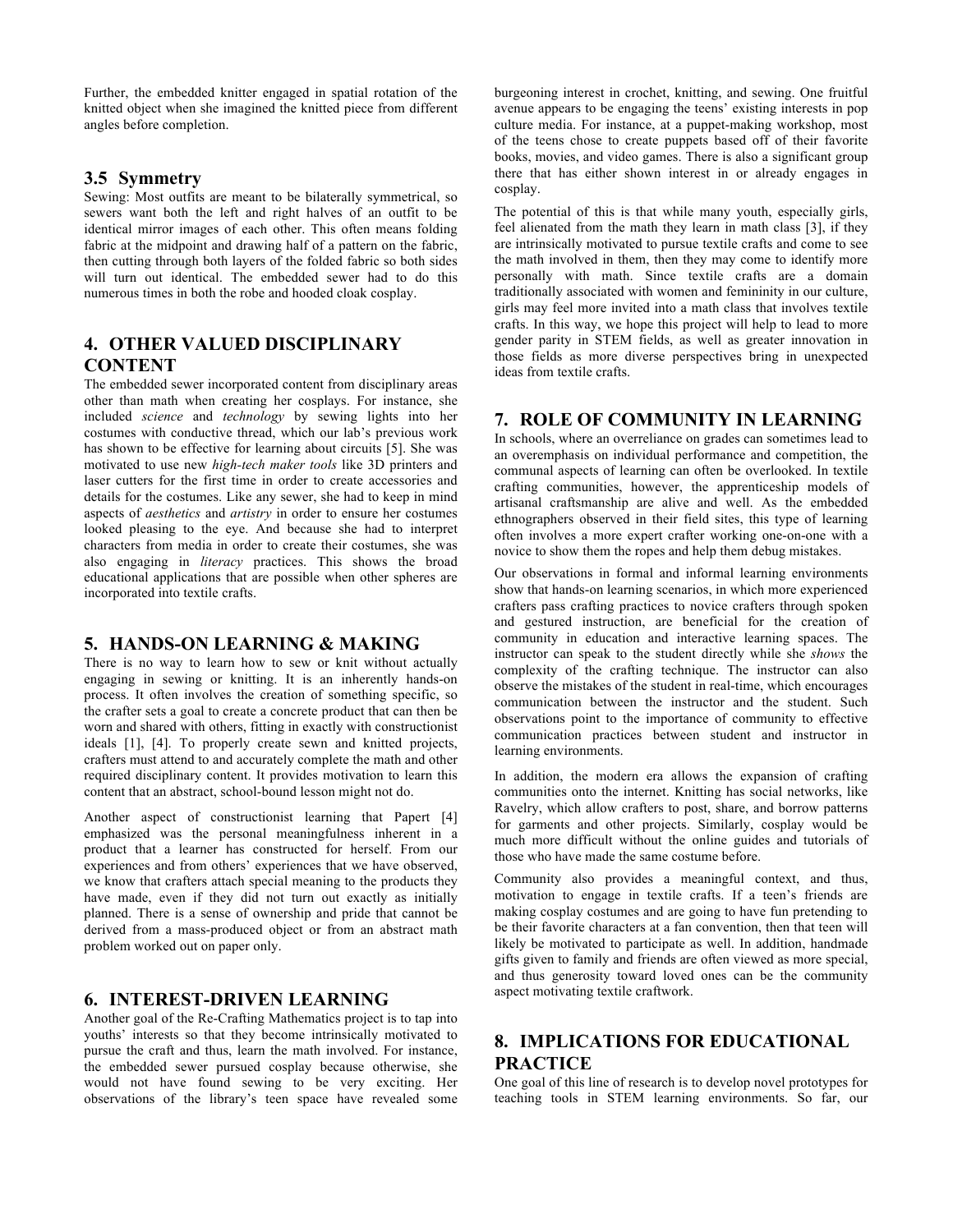Further, the embedded knitter engaged in spatial rotation of the knitted object when she imagined the knitted piece from different angles before completion.

### 3.5 Symmetry

Sewing: Most outfits are meant to be bilaterally symmetrical, so sewers want both the left and right halves of an outfit to be identical mirror images of each other. This often means folding fabric at the midpoint and drawing half of a pattern on the fabric, then cutting through both layers of the folded fabric so both sides will turn out identical. The embedded sewer had to do this numerous times in both the robe and hooded cloak cosplay.

## 4. OTHER VALUED DISCIPLINARY CONTENT

The embedded sewer incorporated content from disciplinary areas other than math when creating her cosplays. For instance, she included *science* and *technology* by sewing lights into her costumes with conductive thread, which our lab's previous work has shown to be effective for learning about circuits [5]. She was motivated to use new *high-tech maker tools* like 3D printers and laser cutters for the first time in order to create accessories and details for the costumes. Like any sewer, she had to keep in mind aspects of *aesthetics* and *artistry* in order to ensure her costumes looked pleasing to the eye. And because she had to interpret characters from media in order to create their costumes, she was also engaging in *literacy* practices. This shows the broad educational applications that are possible when other spheres are incorporated into textile crafts.

## 5. HANDS-ON LEARNING & MAKING

There is no way to learn how to sew or knit without actually engaging in sewing or knitting. It is an inherently hands-on process. It often involves the creation of something specific, so the crafter sets a goal to create a concrete product that can then be worn and shared with others, fitting in exactly with constructionist ideals [1], [4]. To properly create sewn and knitted projects, crafters must attend to and accurately complete the math and other required disciplinary content. It provides motivation to learn this content that an abstract, school-bound lesson might not do.

Another aspect of constructionist learning that Papert [4] emphasized was the personal meaningfulness inherent in a product that a learner has constructed for herself. From our experiences and from others' experiences that we have observed, we know that crafters attach special meaning to the products they have made, even if they did not turn out exactly as initially planned. There is a sense of ownership and pride that cannot be derived from a mass-produced object or from an abstract math problem worked out on paper only.

## 6. INTEREST-DRIVEN LEARNING

Another goal of the Re-Crafting Mathematics project is to tap into youths' interests so that they become intrinsically motivated to pursue the craft and thus, learn the math involved. For instance, the embedded sewer pursued cosplay because otherwise, she would not have found sewing to be very exciting. Her observations of the library's teen space have revealed some burgeoning interest in crochet, knitting, and sewing. One fruitful avenue appears to be engaging the teens' existing interests in pop culture media. For instance, at a puppet-making workshop, most of the teens chose to create puppets based off of their favorite books, movies, and video games. There is also a significant group there that has either shown interest in or already engages in cosplay.

The potential of this is that while many youth, especially girls, feel alienated from the math they learn in math class [3], if they are intrinsically motivated to pursue textile crafts and come to see the math involved in them, then they may come to identify more personally with math. Since textile crafts are a domain traditionally associated with women and femininity in our culture, girls may feel more invited into a math class that involves textile crafts. In this way, we hope this project will help to lead to more gender parity in STEM fields, as well as greater innovation in those fields as more diverse perspectives bring in unexpected ideas from textile crafts.

## 7. ROLE OF COMMUNITY IN LEARNING

In schools, where an overreliance on grades can sometimes lead to an overemphasis on individual performance and competition, the communal aspects of learning can often be overlooked. In textile crafting communities, however, the apprenticeship models of artisanal craftsmanship are alive and well. As the embedded ethnographers observed in their field sites, this type of learning often involves a more expert crafter working one-on-one with a novice to show them the ropes and help them debug mistakes.

Our observations in formal and informal learning environments show that hands-on learning scenarios, in which more experienced crafters pass crafting practices to novice crafters through spoken and gestured instruction, are beneficial for the creation of community in education and interactive learning spaces. The instructor can speak to the student directly while she *shows* the complexity of the crafting technique. The instructor can also observe the mistakes of the student in real-time, which encourages communication between the instructor and the student. Such observations point to the importance of community to effective communication practices between student and instructor in learning environments.

In addition, the modern era allows the expansion of crafting communities onto the internet. Knitting has social networks, like Ravelry, which allow crafters to post, share, and borrow patterns for garments and other projects. Similarly, cosplay would be much more difficult without the online guides and tutorials of those who have made the same costume before.

Community also provides a meaningful context, and thus, motivation to engage in textile crafts. If a teen's friends are making cosplay costumes and are going to have fun pretending to be their favorite characters at a fan convention, then that teen will likely be motivated to participate as well. In addition, handmade gifts given to family and friends are often viewed as more special, and thus generosity toward loved ones can be the community aspect motivating textile craftwork.

## 8. IMPLICATIONS FOR EDUCATIONAL PRACTICE

One goal of this line of research is to develop novel prototypes for teaching tools in STEM learning environments. So far, our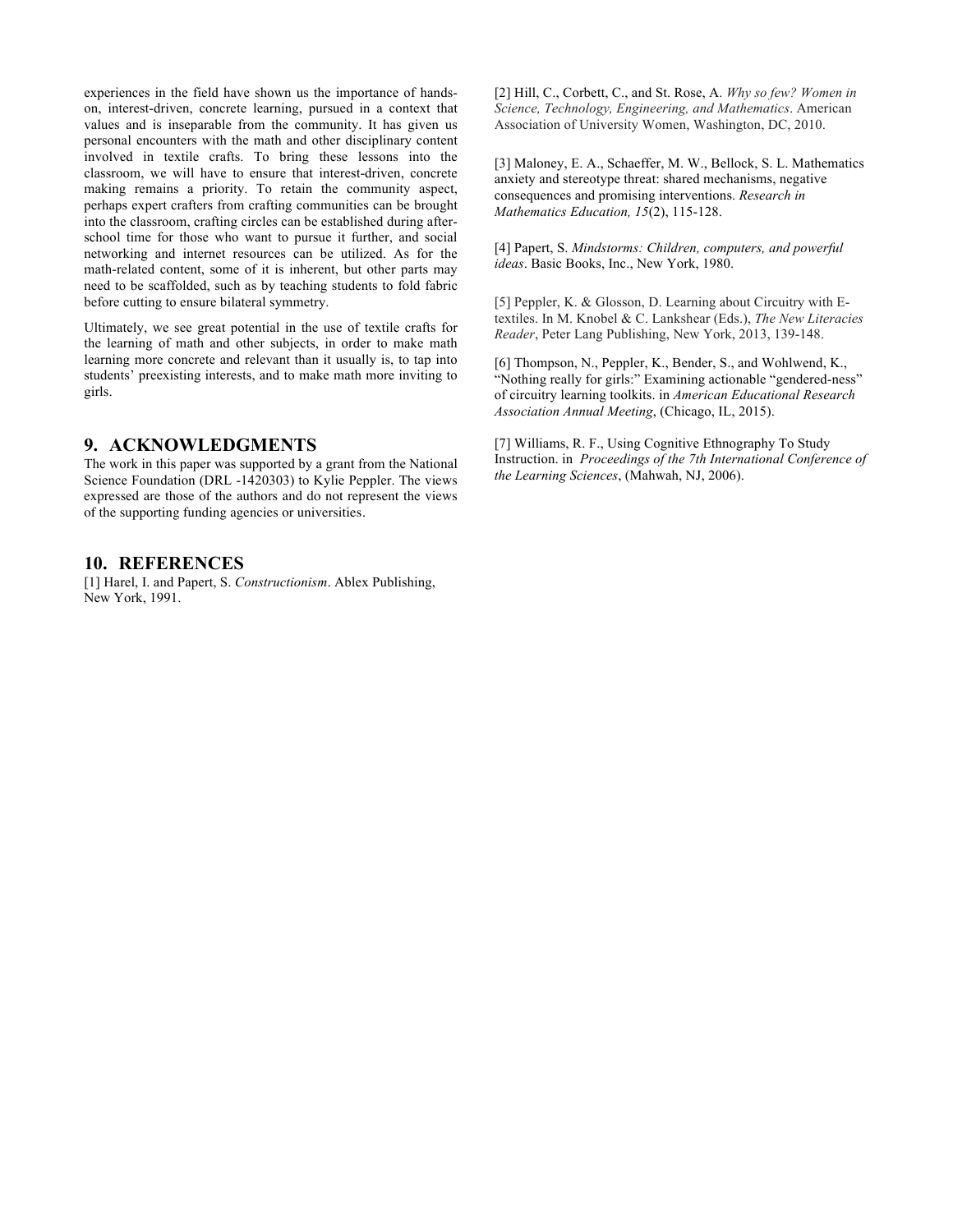experiences in the field have shown us the importance of hands-on, interest-driven, concrete learning, pursued in a context that values and is inseparable from the community. It has given us personal encounters with the math and other disciplinary content involved in textile crafts. To bring these lessons into the classroom, we will have to ensure that interest-driven, concrete making remains a priority. To retain the community aspect, perhaps expert crafters from crafting communities can be brought into the classroom, crafting circles can be established during after-school time for those who want to pursue it further, and social networking and internet resources can be utilized. As for the math-related content, some of it is inherent, but other parts may need to be scaffolded, such as by teaching students to fold fabric before cutting to ensure bilateral symmetry.

Ultimately, we see great potential in the use of textile crafts for the learning of math and other subjects, in order to make math learning more concrete and relevant than it usually is, to tap into students' preexisting interests, and to make math more inviting to girls.

## 9. ACKNOWLEDGMENTS

The work in this paper was supported by a grant from the National Science Foundation (DRL -1420303) to Kylie Peppler. The views expressed are those of the authors and do not represent the views of the supporting funding agencies or universities.

## 10. REFERENCES

[1] Harel, I. and Papert, S. *Constructionism*. Ablex Publishing, New York, 1991.

[2] Hill, C., Corbett, C., and St. Rose, A. *Why so few? Women in Science, Technology, Engineering, and Mathematics*. American Association of University Women, Washington, DC, 2010.

[3] Maloney, E. A., Schaeffer, M. W., Bellock, S. L. Mathematics anxiety and stereotype threat: shared mechanisms, negative consequences and promising interventions. *Research in Mathematics Education, 15*(2), 115-128.

[4] Papert, S. *Mindstorms: Children, computers, and powerful ideas*. Basic Books, Inc., New York, 1980.

[5] Peppler, K. & Glosson, D. Learning about Circuitry with E-textiles. In M. Knobel & C. Lankshear (Eds.), *The New Literacies Reader*, Peter Lang Publishing, New York, 2013, 139-148.

[6] Thompson, N., Peppler, K., Bender, S., and Wohlwend, K., "Nothing really for girls:" Examining actionable "gendered-ness" of circuitry learning toolkits. in *American Educational Research Association Annual Meeting*, (Chicago, IL, 2015).

[7] Williams, R. F., Using Cognitive Ethnography To Study Instruction. in *Proceedings of the 7th International Conference of the Learning Sciences*, (Mahwah, NJ, 2006).